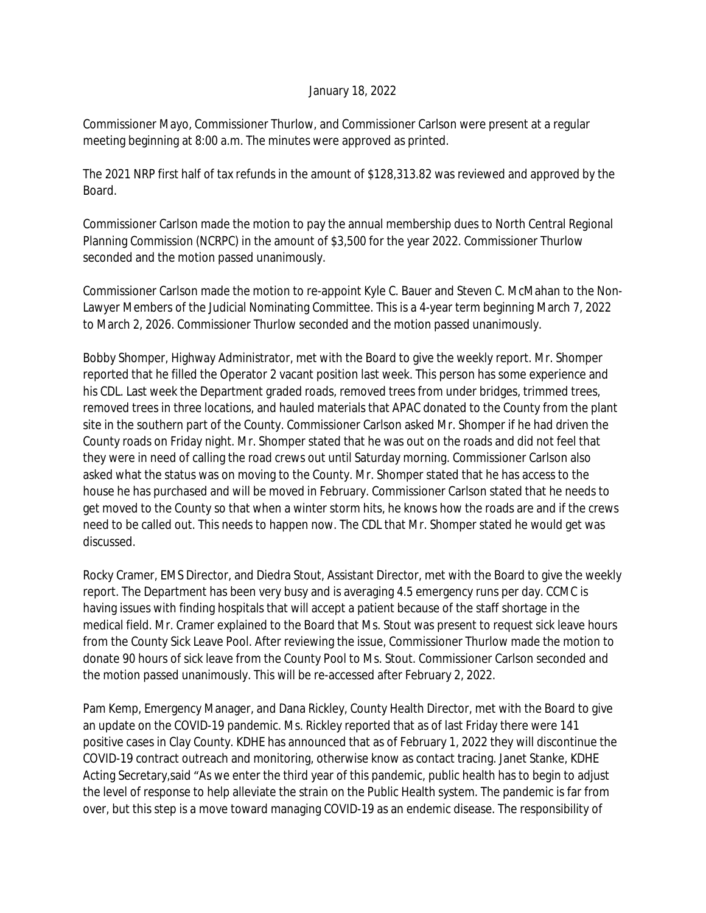January 18, 2022

Commissioner Mayo, Commissioner Thurlow, and Commissioner Carlson were present at a regular meeting beginning at 8:00 a.m. The minutes were approved as printed.

The 2021 NRP first half of tax refunds in the amount of $128,313.82 was reviewed and approved by the Board.

Commissioner Carlson made the motion to pay the annual membership dues to North Central Regional Planning Commission (NCRPC) in the amount of $3,500 for the year 2022. Commissioner Thurlow seconded and the motion passed unanimously.

Commissioner Carlson made the motion to re-appoint Kyle C. Bauer and Steven C. McMahan to the Non-Lawyer Members of the Judicial Nominating Committee. This is a 4-year term beginning March 7, 2022 to March 2, 2026. Commissioner Thurlow seconded and the motion passed unanimously.

Bobby Shomper, Highway Administrator, met with the Board to give the weekly report. Mr. Shomper reported that he filled the Operator 2 vacant position last week. This person has some experience and his CDL. Last week the Department graded roads, removed trees from under bridges, trimmed trees, removed trees in three locations, and hauled materials that APAC donated to the County from the plant site in the southern part of the County. Commissioner Carlson asked Mr. Shomper if he had driven the County roads on Friday night. Mr. Shomper stated that he was out on the roads and did not feel that they were in need of calling the road crews out until Saturday morning. Commissioner Carlson also asked what the status was on moving to the County. Mr. Shomper stated that he has access to the house he has purchased and will be moved in February. Commissioner Carlson stated that he needs to get moved to the County so that when a winter storm hits, he knows how the roads are and if the crews need to be called out. This needs to happen now. The CDL that Mr. Shomper stated he would get was discussed.

Rocky Cramer, EMS Director, and Diedra Stout, Assistant Director, met with the Board to give the weekly report. The Department has been very busy and is averaging 4.5 emergency runs per day. CCMC is having issues with finding hospitals that will accept a patient because of the staff shortage in the medical field. Mr. Cramer explained to the Board that Ms. Stout was present to request sick leave hours from the County Sick Leave Pool. After reviewing the issue, Commissioner Thurlow made the motion to donate 90 hours of sick leave from the County Pool to Ms. Stout. Commissioner Carlson seconded and the motion passed unanimously. This will be re-accessed after February 2, 2022.

Pam Kemp, Emergency Manager, and Dana Rickley, County Health Director, met with the Board to give an update on the COVID-19 pandemic. Ms. Rickley reported that as of last Friday there were 141 positive cases in Clay County. KDHE has announced that as of February 1, 2022 they will discontinue the COVID-19 contract outreach and monitoring, otherwise know as contact tracing. Janet Stanke, KDHE Acting Secretary,said "As we enter the third year of this pandemic, public health has to begin to adjust the level of response to help alleviate the strain on the Public Health system. The pandemic is far from over, but this step is a move toward managing COVID-19 as an endemic disease. The responsibility of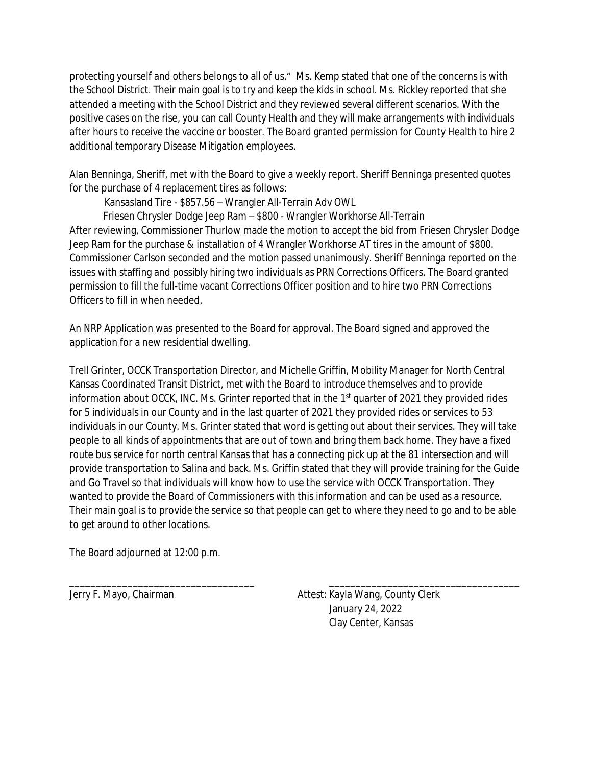protecting yourself and others belongs to all of us." Ms. Kemp stated that one of the concerns is with the School District. Their main goal is to try and keep the kids in school. Ms. Rickley reported that she attended a meeting with the School District and they reviewed several different scenarios. With the positive cases on the rise, you can call County Health and they will make arrangements with individuals after hours to receive the vaccine or booster. The Board granted permission for County Health to hire 2 additional temporary Disease Mitigation employees.

Alan Benninga, Sheriff, met with the Board to give a weekly report. Sheriff Benninga presented quotes for the purchase of 4 replacement tires as follows:

Kansasland Tire - $857.56 – Wrangler All-Terrain Adv OWL

Friesen Chrysler Dodge Jeep Ram – $800 - Wrangler Workhorse All-Terrain

After reviewing, Commissioner Thurlow made the motion to accept the bid from Friesen Chrysler Dodge Jeep Ram for the purchase & installation of 4 Wrangler Workhorse AT tires in the amount of $800. Commissioner Carlson seconded and the motion passed unanimously. Sheriff Benninga reported on the issues with staffing and possibly hiring two individuals as PRN Corrections Officers. The Board granted permission to fill the full-time vacant Corrections Officer position and to hire two PRN Corrections Officers to fill in when needed.

An NRP Application was presented to the Board for approval. The Board signed and approved the application for a new residential dwelling.

Trell Grinter, OCCK Transportation Director, and Michelle Griffin, Mobility Manager for North Central Kansas Coordinated Transit District, met with the Board to introduce themselves and to provide information about OCCK, INC. Ms. Grinter reported that in the 1st quarter of 2021 they provided rides for 5 individuals in our County and in the last quarter of 2021 they provided rides or services to 53 individuals in our County. Ms. Grinter stated that word is getting out about their services. They will take people to all kinds of appointments that are out of town and bring them back home. They have a fixed route bus service for north central Kansas that has a connecting pick up at the 81 intersection and will provide transportation to Salina and back. Ms. Griffin stated that they will provide training for the Guide and Go Travel so that individuals will know how to use the service with OCCK Transportation. They wanted to provide the Board of Commissioners with this information and can be used as a resource. Their main goal is to provide the service so that people can get to where they need to go and to be able to get around to other locations.

The Board adjourned at 12:00 p.m.

\_\_\_\_\_\_\_\_\_\_\_\_\_\_\_\_\_\_\_\_\_\_\_\_\_\_\_\_\_\_\_\_\_\_\_\_

Jerry F. Mayo, Chairman

\_\_\_\_\_\_\_\_\_\_\_\_\_\_\_\_\_\_\_\_\_\_\_\_\_\_\_\_\_\_\_\_\_\_\_\_

Attest: Kayla Wang, County Clerk

January 24, 2022

Clay Center, Kansas